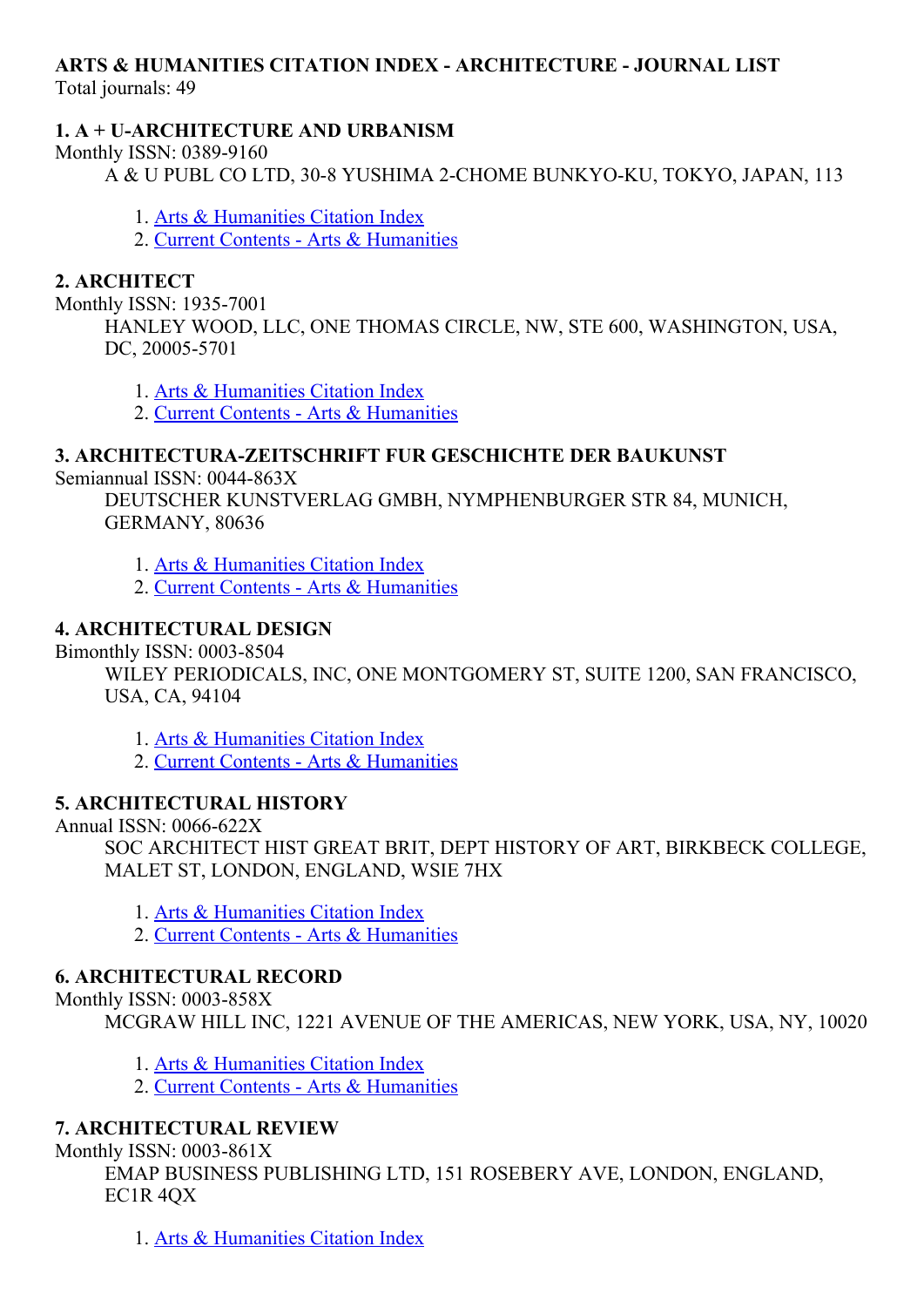# ARTS & HUMANITIES CITATION INDEX - ARCHITECTURE - JOURNAL LIST

Total journals: 49

### 1. A + U-ARCHITECTURE AND URBANISM

Monthly ISSN: 0389-9160

A & U PUBL CO LTD, 30-8 YUSHIMA 2-CHOME BUNKYO-KU, TOKYO, JAPAN, 113

1. Arts & Humanities Citation Index
2. Current Contents - Arts & Humanities

### 2. ARCHITECT

Monthly ISSN: 1935-7001

HANLEY WOOD, LLC, ONE THOMAS CIRCLE, NW, STE 600, WASHINGTON, USA, DC, 20005-5701

1. Arts & Humanities Citation Index
2. Current Contents - Arts & Humanities

### 3. ARCHITECTURA-ZEITSCHRIFT FUR GESCHICHTE DER BAUKUNST

Semiannual ISSN: 0044-863X

DEUTSCHER KUNSTVERLAG GMBH, NYMPHENBURGER STR 84, MUNICH, GERMANY, 80636

1. Arts & Humanities Citation Index
2. Current Contents - Arts & Humanities

### 4. ARCHITECTURAL DESIGN

Bimonthly ISSN: 0003-8504

WILEY PERIODICALS, INC, ONE MONTGOMERY ST, SUITE 1200, SAN FRANCISCO, USA, CA, 94104

1. Arts & Humanities Citation Index
2. Current Contents - Arts & Humanities

### 5. ARCHITECTURAL HISTORY

Annual ISSN: 0066-622X

SOC ARCHITECT HIST GREAT BRIT, DEPT HISTORY OF ART, BIRKBECK COLLEGE, MALET ST, LONDON, ENGLAND, WSIE 7HX

1. Arts & Humanities Citation Index
2. Current Contents - Arts & Humanities

### 6. ARCHITECTURAL RECORD

Monthly ISSN: 0003-858X

MCGRAW HILL INC, 1221 AVENUE OF THE AMERICAS, NEW YORK, USA, NY, 10020

1. Arts & Humanities Citation Index
2. Current Contents - Arts & Humanities

### 7. ARCHITECTURAL REVIEW

Monthly ISSN: 0003-861X

EMAP BUSINESS PUBLISHING LTD, 151 ROSEBERY AVE, LONDON, ENGLAND, EC1R 4QX

1. Arts & Humanities Citation Index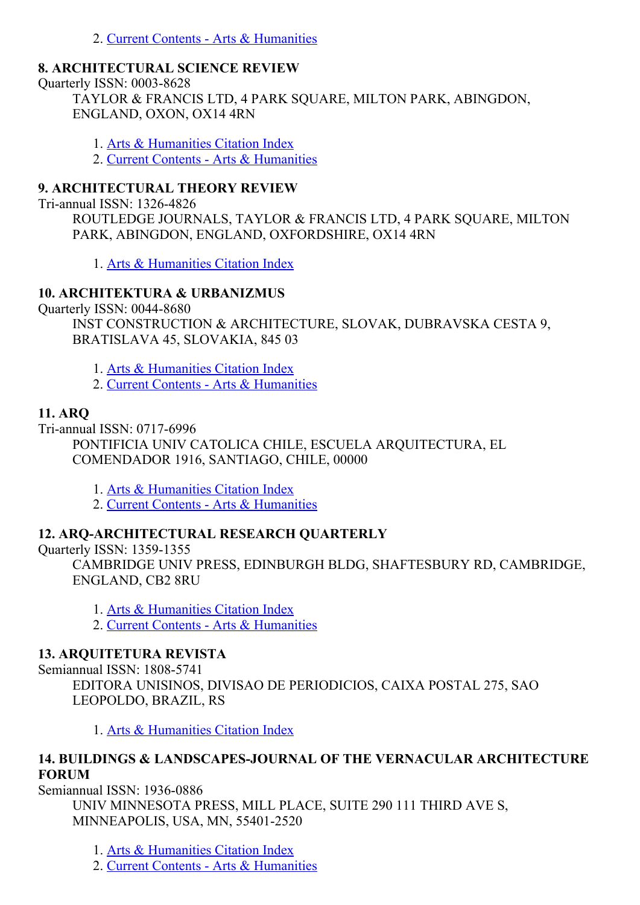2. [Current Contents - Arts & Humanities]()

**8. ARCHITECTURAL SCIENCE REVIEW**

Quarterly ISSN: 0003-8628

TAYLOR & FRANCIS LTD, 4 PARK SQUARE, MILTON PARK, ABINGDON, ENGLAND, OXON, OX14 4RN

1. Arts & Humanities Citation Index
2. Current Contents - Arts & Humanities

**9. ARCHITECTURAL THEORY REVIEW**

Tri-annual ISSN: 1326-4826

ROUTLEDGE JOURNALS, TAYLOR & FRANCIS LTD, 4 PARK SQUARE, MILTON PARK, ABINGDON, ENGLAND, OXFORDSHIRE, OX14 4RN

1. Arts & Humanities Citation Index

**10. ARCHITEKTURA & URBANIZMUS**

Quarterly ISSN: 0044-8680

INST CONSTRUCTION & ARCHITECTURE, SLOVAK, DUBRAVSKA CESTA 9, BRATISLAVA 45, SLOVAKIA, 845 03

1. Arts & Humanities Citation Index
2. Current Contents - Arts & Humanities

**11. ARQ**

Tri-annual ISSN: 0717-6996

PONTIFICIA UNIV CATOLICA CHILE, ESCUELA ARQUITECTURA, EL COMENDADOR 1916, SANTIAGO, CHILE, 00000

1. Arts & Humanities Citation Index
2. Current Contents - Arts & Humanities

**12. ARQ-ARCHITECTURAL RESEARCH QUARTERLY**

Quarterly ISSN: 1359-1355

CAMBRIDGE UNIV PRESS, EDINBURGH BLDG, SHAFTESBURY RD, CAMBRIDGE, ENGLAND, CB2 8RU

1. Arts & Humanities Citation Index
2. Current Contents - Arts & Humanities

**13. ARQUITETURA REVISTA**

Semiannual ISSN: 1808-5741

EDITORA UNISINOS, DIVISAO DE PERIODICIOS, CAIXA POSTAL 275, SAO LEOPOLDO, BRAZIL, RS

1. Arts & Humanities Citation Index

**14. BUILDINGS & LANDSCAPES-JOURNAL OF THE VERNACULAR ARCHITECTURE FORUM**

Semiannual ISSN: 1936-0886

UNIV MINNESOTA PRESS, MILL PLACE, SUITE 290 111 THIRD AVE S, MINNEAPOLIS, USA, MN, 55401-2520

1. Arts & Humanities Citation Index
2. Current Contents - Arts & Humanities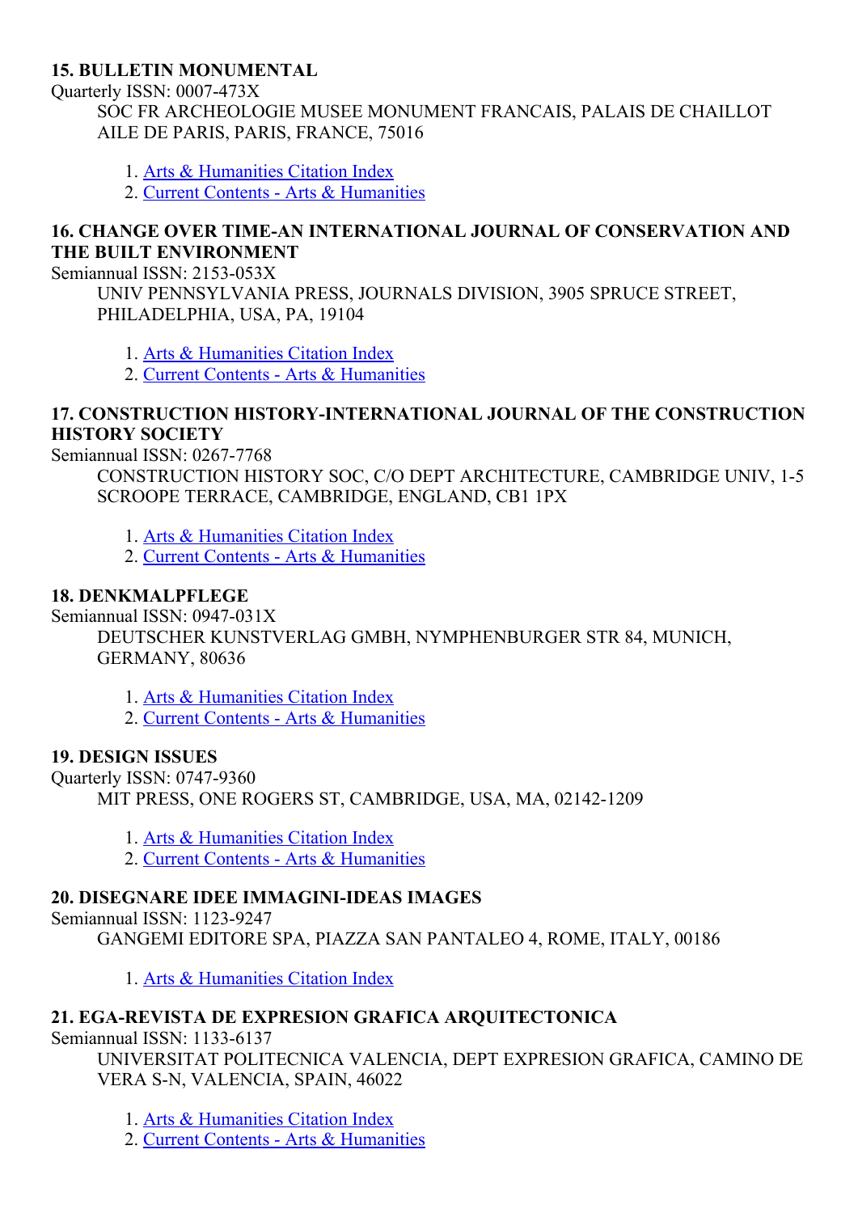### 15. BULLETIN MONUMENTAL

Quarterly ISSN: 0007-473X

SOC FR ARCHEOLOGIE MUSEE MONUMENT FRANCAIS, PALAIS DE CHAILLOT AILE DE PARIS, PARIS, FRANCE, 75016

1. Arts & Humanities Citation Index
2. Current Contents - Arts & Humanities

### 16. CHANGE OVER TIME-AN INTERNATIONAL JOURNAL OF CONSERVATION AND THE BUILT ENVIRONMENT

Semiannual ISSN: 2153-053X

UNIV PENNSYLVANIA PRESS, JOURNALS DIVISION, 3905 SPRUCE STREET, PHILADELPHIA, USA, PA, 19104

1. Arts & Humanities Citation Index
2. Current Contents - Arts & Humanities

### 17. CONSTRUCTION HISTORY-INTERNATIONAL JOURNAL OF THE CONSTRUCTION HISTORY SOCIETY

Semiannual ISSN: 0267-7768

CONSTRUCTION HISTORY SOC, C/O DEPT ARCHITECTURE, CAMBRIDGE UNIV, 1-5 SCROOPE TERRACE, CAMBRIDGE, ENGLAND, CB1 1PX

1. Arts & Humanities Citation Index
2. Current Contents - Arts & Humanities

### 18. DENKMALPFLEGE

Semiannual ISSN: 0947-031X

DEUTSCHER KUNSTVERLAG GMBH, NYMPHENBURGER STR 84, MUNICH, GERMANY, 80636

1. Arts & Humanities Citation Index
2. Current Contents - Arts & Humanities

### 19. DESIGN ISSUES

Quarterly ISSN: 0747-9360

MIT PRESS, ONE ROGERS ST, CAMBRIDGE, USA, MA, 02142-1209

1. Arts & Humanities Citation Index
2. Current Contents - Arts & Humanities

### 20. DISEGNARE IDEE IMMAGINI-IDEAS IMAGES

Semiannual ISSN: 1123-9247

GANGEMI EDITORE SPA, PIAZZA SAN PANTALEO 4, ROME, ITALY, 00186

1. Arts & Humanities Citation Index

### 21. EGA-REVISTA DE EXPRESION GRAFICA ARQUITECTONICA

Semiannual ISSN: 1133-6137

UNIVERSITAT POLITECNICA VALENCIA, DEPT EXPRESION GRAFICA, CAMINO DE VERA S-N, VALENCIA, SPAIN, 46022

1. Arts & Humanities Citation Index
2. Current Contents - Arts & Humanities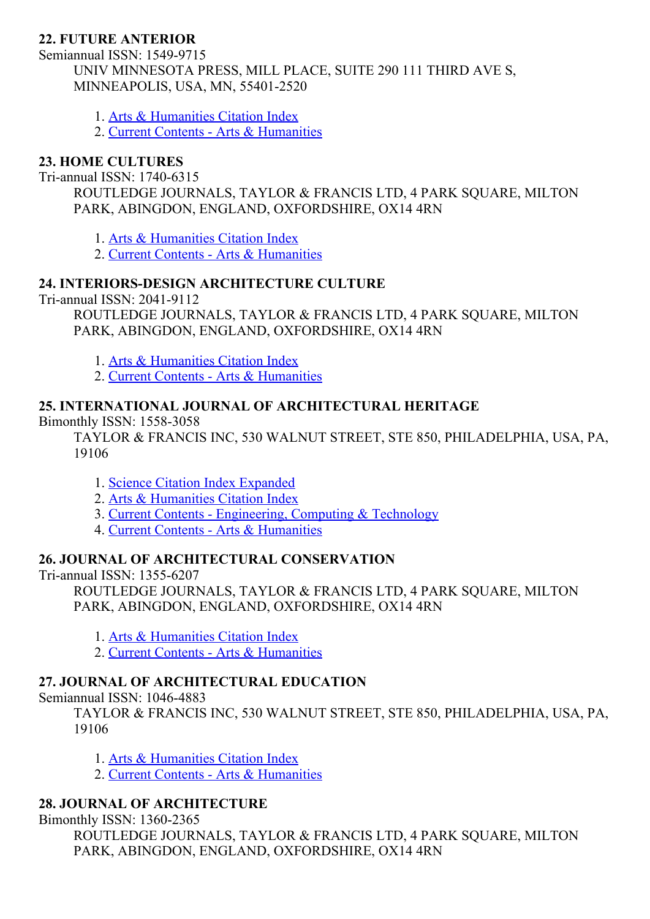**22. FUTURE ANTERIOR**

Semiannual ISSN: 1549-9715

UNIV MINNESOTA PRESS, MILL PLACE, SUITE 290 111 THIRD AVE S, MINNEAPOLIS, USA, MN, 55401-2520

1. Arts & Humanities Citation Index
2. Current Contents - Arts & Humanities

**23. HOME CULTURES**

Tri-annual ISSN: 1740-6315

ROUTLEDGE JOURNALS, TAYLOR & FRANCIS LTD, 4 PARK SQUARE, MILTON PARK, ABINGDON, ENGLAND, OXFORDSHIRE, OX14 4RN

1. Arts & Humanities Citation Index
2. Current Contents - Arts & Humanities

**24. INTERIORS-DESIGN ARCHITECTURE CULTURE**

Tri-annual ISSN: 2041-9112

ROUTLEDGE JOURNALS, TAYLOR & FRANCIS LTD, 4 PARK SQUARE, MILTON PARK, ABINGDON, ENGLAND, OXFORDSHIRE, OX14 4RN

1. Arts & Humanities Citation Index
2. Current Contents - Arts & Humanities

**25. INTERNATIONAL JOURNAL OF ARCHITECTURAL HERITAGE**

Bimonthly ISSN: 1558-3058

TAYLOR & FRANCIS INC, 530 WALNUT STREET, STE 850, PHILADELPHIA, USA, PA, 19106

1. Science Citation Index Expanded
2. Arts & Humanities Citation Index
3. Current Contents - Engineering, Computing & Technology
4. Current Contents - Arts & Humanities

**26. JOURNAL OF ARCHITECTURAL CONSERVATION**

Tri-annual ISSN: 1355-6207

ROUTLEDGE JOURNALS, TAYLOR & FRANCIS LTD, 4 PARK SQUARE, MILTON PARK, ABINGDON, ENGLAND, OXFORDSHIRE, OX14 4RN

1. Arts & Humanities Citation Index
2. Current Contents - Arts & Humanities

**27. JOURNAL OF ARCHITECTURAL EDUCATION**

Semiannual ISSN: 1046-4883

TAYLOR & FRANCIS INC, 530 WALNUT STREET, STE 850, PHILADELPHIA, USA, PA, 19106

1. Arts & Humanities Citation Index
2. Current Contents - Arts & Humanities

**28. JOURNAL OF ARCHITECTURE**

Bimonthly ISSN: 1360-2365

ROUTLEDGE JOURNALS, TAYLOR & FRANCIS LTD, 4 PARK SQUARE, MILTON PARK, ABINGDON, ENGLAND, OXFORDSHIRE, OX14 4RN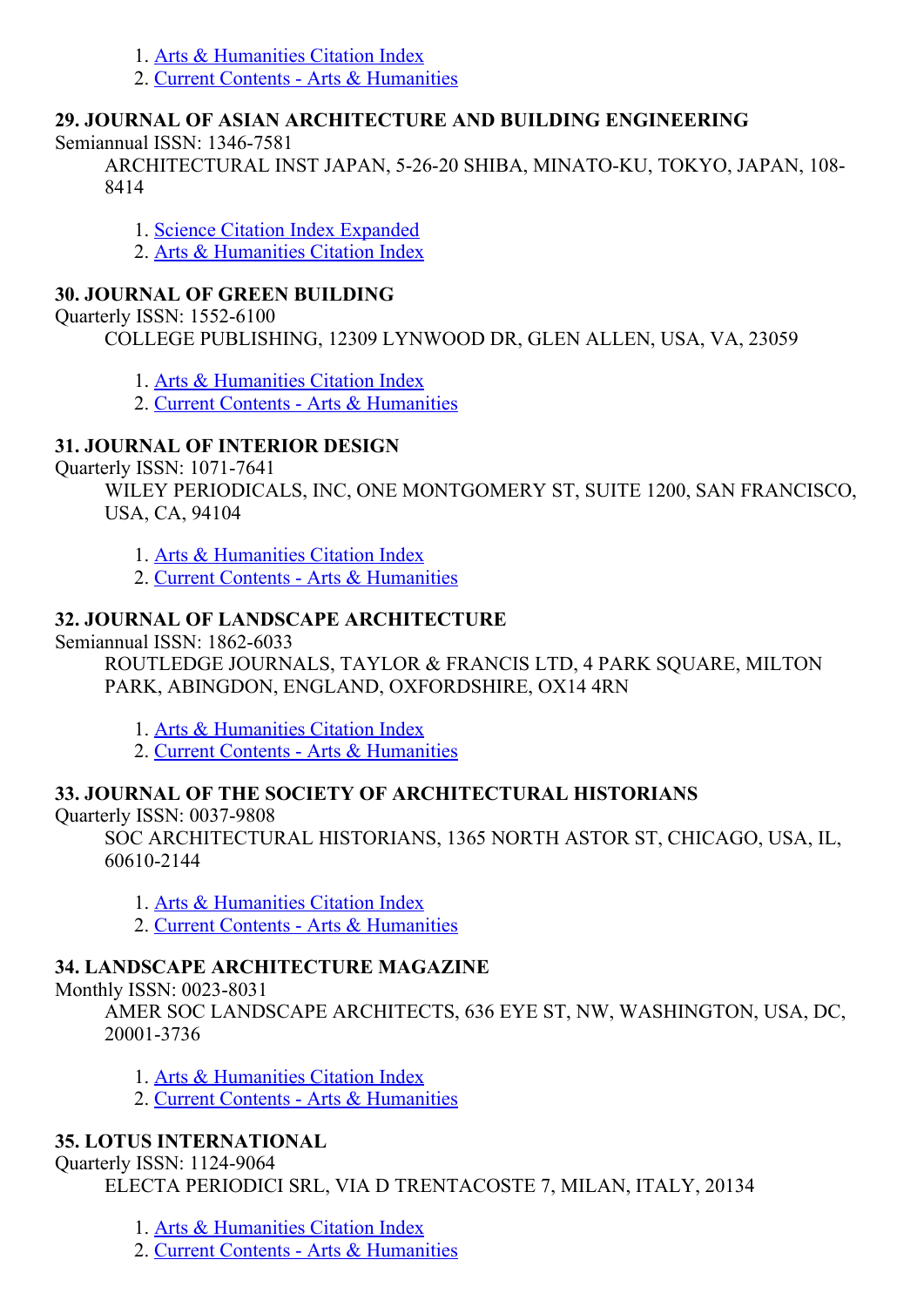1. Arts & Humanities Citation Index
2. Current Contents - Arts & Humanities

**29. JOURNAL OF ASIAN ARCHITECTURE AND BUILDING ENGINEERING**

Semiannual ISSN: 1346-7581

ARCHITECTURAL INST JAPAN, 5-26-20 SHIBA, MINATO-KU, TOKYO, JAPAN, 108-8414

1. Science Citation Index Expanded
2. Arts & Humanities Citation Index

**30. JOURNAL OF GREEN BUILDING**

Quarterly ISSN: 1552-6100

COLLEGE PUBLISHING, 12309 LYNWOOD DR, GLEN ALLEN, USA, VA, 23059

1. Arts & Humanities Citation Index
2. Current Contents - Arts & Humanities

**31. JOURNAL OF INTERIOR DESIGN**

Quarterly ISSN: 1071-7641

WILEY PERIODICALS, INC, ONE MONTGOMERY ST, SUITE 1200, SAN FRANCISCO, USA, CA, 94104

1. Arts & Humanities Citation Index
2. Current Contents - Arts & Humanities

**32. JOURNAL OF LANDSCAPE ARCHITECTURE**

Semiannual ISSN: 1862-6033

ROUTLEDGE JOURNALS, TAYLOR & FRANCIS LTD, 4 PARK SQUARE, MILTON PARK, ABINGDON, ENGLAND, OXFORDSHIRE, OX14 4RN

1. Arts & Humanities Citation Index
2. Current Contents - Arts & Humanities

**33. JOURNAL OF THE SOCIETY OF ARCHITECTURAL HISTORIANS**

Quarterly ISSN: 0037-9808

SOC ARCHITECTURAL HISTORIANS, 1365 NORTH ASTOR ST, CHICAGO, USA, IL, 60610-2144

1. Arts & Humanities Citation Index
2. Current Contents - Arts & Humanities

**34. LANDSCAPE ARCHITECTURE MAGAZINE**

Monthly ISSN: 0023-8031

AMER SOC LANDSCAPE ARCHITECTS, 636 EYE ST, NW, WASHINGTON, USA, DC, 20001-3736

1. Arts & Humanities Citation Index
2. Current Contents - Arts & Humanities

**35. LOTUS INTERNATIONAL**

Quarterly ISSN: 1124-9064

ELECTA PERIODICI SRL, VIA D TRENTACOSTE 7, MILAN, ITALY, 20134

1. Arts & Humanities Citation Index
2. Current Contents - Arts & Humanities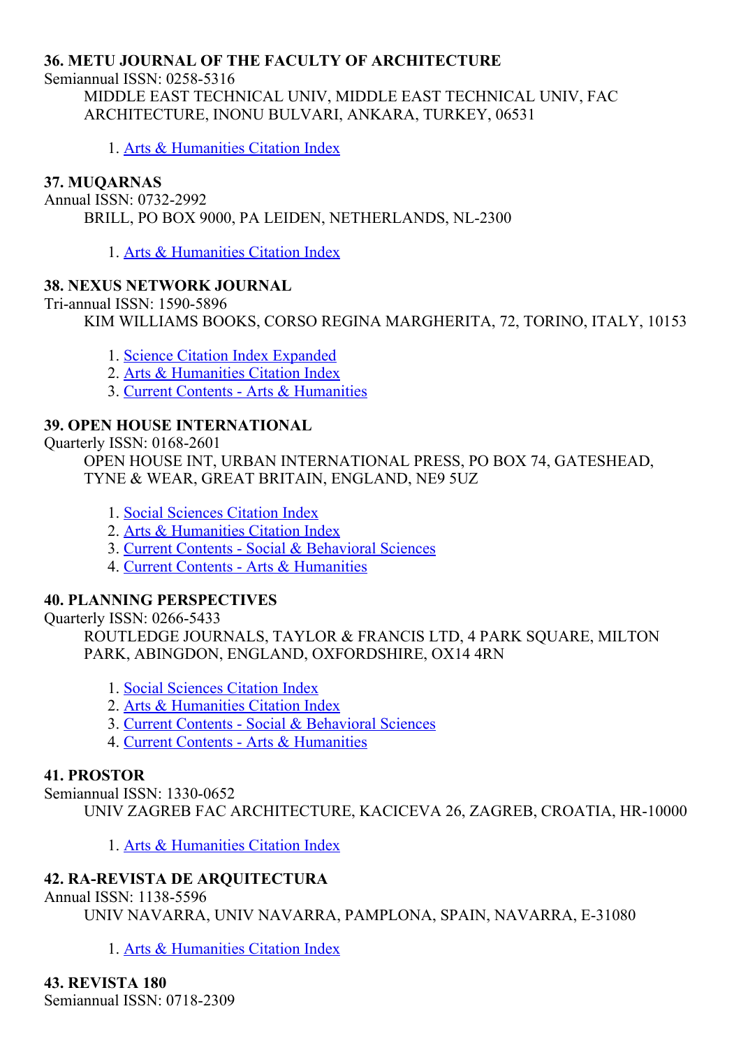**36. METU JOURNAL OF THE FACULTY OF ARCHITECTURE**

Semiannual ISSN: 0258-5316

MIDDLE EAST TECHNICAL UNIV, MIDDLE EAST TECHNICAL UNIV, FAC ARCHITECTURE, INONU BULVARI, ANKARA, TURKEY, 06531

1. Arts & Humanities Citation Index

**37. MUQARNAS**

Annual ISSN: 0732-2992

BRILL, PO BOX 9000, PA LEIDEN, NETHERLANDS, NL-2300

1. Arts & Humanities Citation Index

**38. NEXUS NETWORK JOURNAL**

Tri-annual ISSN: 1590-5896

KIM WILLIAMS BOOKS, CORSO REGINA MARGHERITA, 72, TORINO, ITALY, 10153

1. Science Citation Index Expanded
2. Arts & Humanities Citation Index
3. Current Contents - Arts & Humanities

**39. OPEN HOUSE INTERNATIONAL**

Quarterly ISSN: 0168-2601

OPEN HOUSE INT, URBAN INTERNATIONAL PRESS, PO BOX 74, GATESHEAD, TYNE & WEAR, GREAT BRITAIN, ENGLAND, NE9 5UZ

1. Social Sciences Citation Index
2. Arts & Humanities Citation Index
3. Current Contents - Social & Behavioral Sciences
4. Current Contents - Arts & Humanities

**40. PLANNING PERSPECTIVES**

Quarterly ISSN: 0266-5433

ROUTLEDGE JOURNALS, TAYLOR & FRANCIS LTD, 4 PARK SQUARE, MILTON PARK, ABINGDON, ENGLAND, OXFORDSHIRE, OX14 4RN

1. Social Sciences Citation Index
2. Arts & Humanities Citation Index
3. Current Contents - Social & Behavioral Sciences
4. Current Contents - Arts & Humanities

**41. PROSTOR**

Semiannual ISSN: 1330-0652

UNIV ZAGREB FAC ARCHITECTURE, KACICEVA 26, ZAGREB, CROATIA, HR-10000

1. Arts & Humanities Citation Index

**42. RA-REVISTA DE ARQUITECTURA**

Annual ISSN: 1138-5596

UNIV NAVARRA, UNIV NAVARRA, PAMPLONA, SPAIN, NAVARRA, E-31080

1. Arts & Humanities Citation Index

**43. REVISTA 180**

Semiannual ISSN: 0718-2309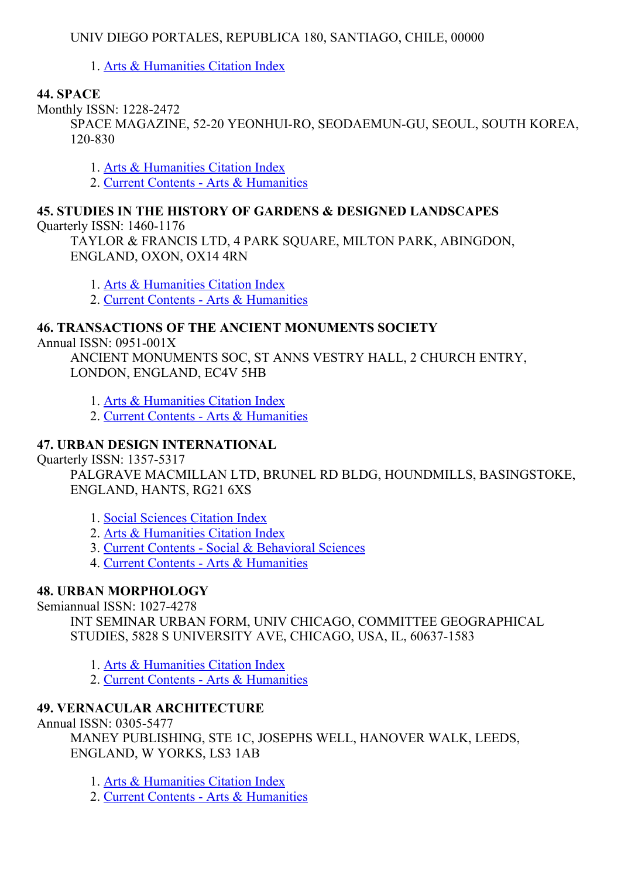UNIV DIEGO PORTALES, REPUBLICA 180, SANTIAGO, CHILE, 00000

1. Arts & Humanities Citation Index

**44. SPACE**

Monthly ISSN: 1228-2472

SPACE MAGAZINE, 52-20 YEONHUI-RO, SEODAEMUN-GU, SEOUL, SOUTH KOREA, 120-830

1. Arts & Humanities Citation Index
2. Current Contents - Arts & Humanities

**45. STUDIES IN THE HISTORY OF GARDENS & DESIGNED LANDSCAPES**

Quarterly ISSN: 1460-1176

TAYLOR & FRANCIS LTD, 4 PARK SQUARE, MILTON PARK, ABINGDON, ENGLAND, OXON, OX14 4RN

1. Arts & Humanities Citation Index
2. Current Contents - Arts & Humanities

**46. TRANSACTIONS OF THE ANCIENT MONUMENTS SOCIETY**

Annual ISSN: 0951-001X

ANCIENT MONUMENTS SOC, ST ANNS VESTRY HALL, 2 CHURCH ENTRY, LONDON, ENGLAND, EC4V 5HB

1. Arts & Humanities Citation Index
2. Current Contents - Arts & Humanities

**47. URBAN DESIGN INTERNATIONAL**

Quarterly ISSN: 1357-5317

PALGRAVE MACMILLAN LTD, BRUNEL RD BLDG, HOUNDMILLS, BASINGSTOKE, ENGLAND, HANTS, RG21 6XS

1. Social Sciences Citation Index
2. Arts & Humanities Citation Index
3. Current Contents - Social & Behavioral Sciences
4. Current Contents - Arts & Humanities

**48. URBAN MORPHOLOGY**

Semiannual ISSN: 1027-4278

INT SEMINAR URBAN FORM, UNIV CHICAGO, COMMITTEE GEOGRAPHICAL STUDIES, 5828 S UNIVERSITY AVE, CHICAGO, USA, IL, 60637-1583

1. Arts & Humanities Citation Index
2. Current Contents - Arts & Humanities

**49. VERNACULAR ARCHITECTURE**

Annual ISSN: 0305-5477

MANEY PUBLISHING, STE 1C, JOSEPHS WELL, HANOVER WALK, LEEDS, ENGLAND, W YORKS, LS3 1AB

1. Arts & Humanities Citation Index
2. Current Contents - Arts & Humanities